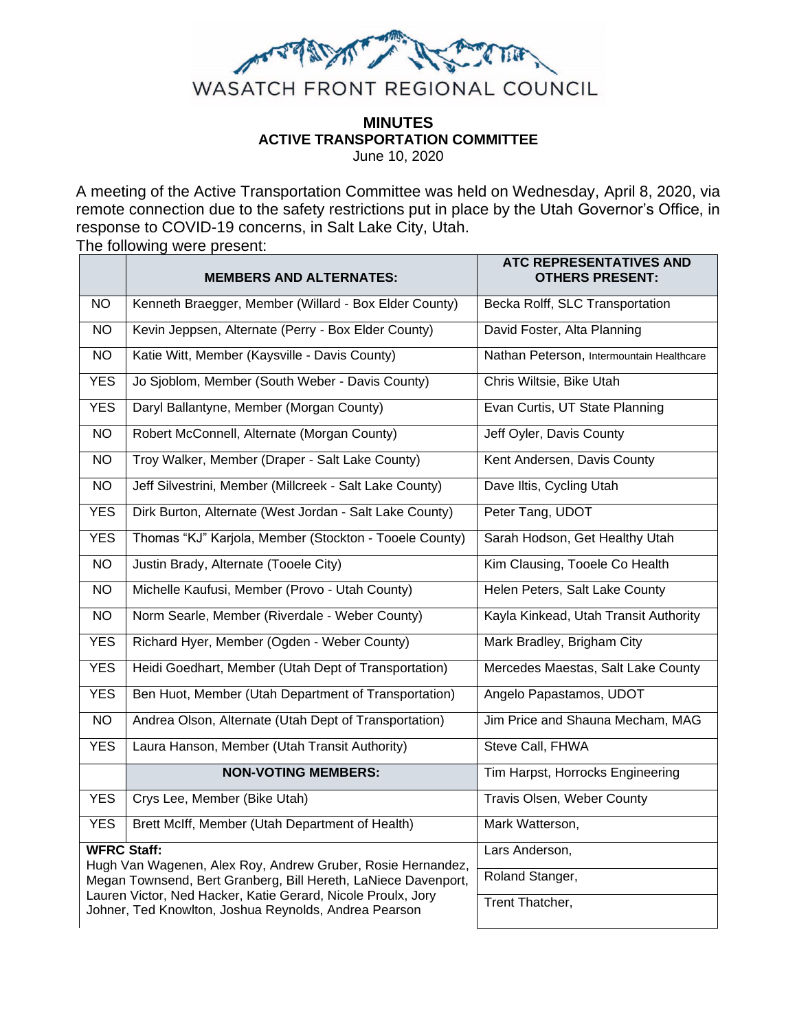WASATCH FRONT REGIONAL COUNCIL

**MINUTES**
**ACTIVE TRANSPORTATION COMMITTEE**
June 10, 2020

A meeting of the Active Transportation Committee was held on Wednesday, April 8, 2020, via remote connection due to the safety restrictions put in place by the Utah Governor's Office, in response to COVID-19 concerns, in Salt Lake City, Utah.
The following were present:

| | **MEMBERS AND ALTERNATES:** | **ATC REPRESENTATIVES AND OTHERS PRESENT:** |
|---|---|---|
| NO | Kenneth Braegger, Member (Willard - Box Elder County) | Becka Rolff, SLC Transportation |
| NO | Kevin Jeppsen, Alternate (Perry - Box Elder County) | David Foster, Alta Planning |
| NO | Katie Witt, Member (Kaysville - Davis County) | Nathan Peterson, Intermountain Healthcare |
| YES | Jo Sjoblom, Member (South Weber - Davis County) | Chris Wiltsie, Bike Utah |
| YES | Daryl Ballantyne, Member (Morgan County) | Evan Curtis, UT State Planning |
| NO | Robert McConnell, Alternate (Morgan County) | Jeff Oyler, Davis County |
| NO | Troy Walker, Member (Draper - Salt Lake County) | Kent Andersen, Davis County |
| NO | Jeff Silvestrini, Member (Millcreek - Salt Lake County) | Dave Iltis, Cycling Utah |
| YES | Dirk Burton, Alternate (West Jordan - Salt Lake County) | Peter Tang, UDOT |
| YES | Thomas "KJ" Karjola, Member (Stockton - Tooele County) | Sarah Hodson, Get Healthy Utah |
| NO | Justin Brady, Alternate (Tooele City) | Kim Clausing, Tooele Co Health |
| NO | Michelle Kaufusi, Member (Provo - Utah County) | Helen Peters, Salt Lake County |
| NO | Norm Searle, Member (Riverdale - Weber County) | Kayla Kinkead, Utah Transit Authority |
| YES | Richard Hyer, Member (Ogden - Weber County) | Mark Bradley, Brigham City |
| YES | Heidi Goedhart, Member (Utah Dept of Transportation) | Mercedes Maestas, Salt Lake County |
| YES | Ben Huot, Member (Utah Department of Transportation) | Angelo Papastamos, UDOT |
| NO | Andrea Olson, Alternate (Utah Dept of Transportation) | Jim Price and Shauna Mecham, MAG |
| YES | Laura Hanson, Member (Utah Transit Authority) | Steve Call, FHWA |
| | **NON-VOTING MEMBERS:** | Tim Harpst, Horrocks Engineering |
| YES | Crys Lee, Member (Bike Utah) | Travis Olsen, Weber County |
| YES | Brett McIff, Member (Utah Department of Health) | Mark Watterson, |
| **WFRC Staff:** Hugh Van Wagenen, Alex Roy, Andrew Gruber, Rosie Hernandez, Megan Townsend, Bert Granberg, Bill Hereth, LaNiece Davenport, Lauren Victor, Ned Hacker, Katie Gerard, Nicole Proulx, Jory Johner, Ted Knowlton, Joshua Reynolds, Andrea Pearson | | Lars Anderson, |
| | | Roland Stanger, |
| | | Trent Thatcher, |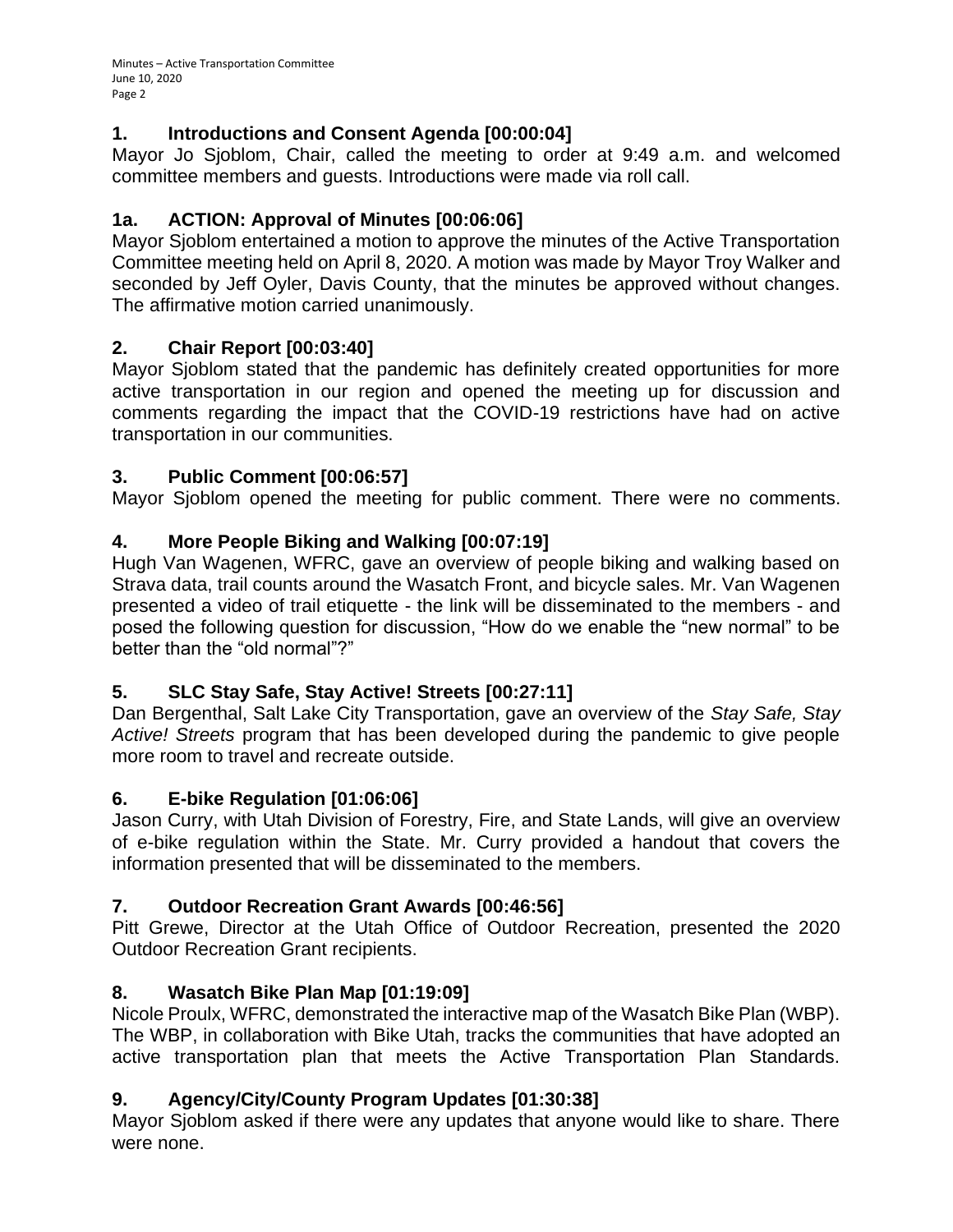## 1. Introductions and Consent Agenda [00:00:04]

Mayor Jo Sjoblom, Chair, called the meeting to order at 9:49 a.m. and welcomed committee members and guests. Introductions were made via roll call.

## 1a. ACTION: Approval of Minutes [00:06:06]

Mayor Sjoblom entertained a motion to approve the minutes of the Active Transportation Committee meeting held on April 8, 2020. A motion was made by Mayor Troy Walker and seconded by Jeff Oyler, Davis County, that the minutes be approved without changes. The affirmative motion carried unanimously.

## 2. Chair Report [00:03:40]

Mayor Sjoblom stated that the pandemic has definitely created opportunities for more active transportation in our region and opened the meeting up for discussion and comments regarding the impact that the COVID-19 restrictions have had on active transportation in our communities.

## 3. Public Comment [00:06:57]

Mayor Sjoblom opened the meeting for public comment. There were no comments.

## 4. More People Biking and Walking [00:07:19]

Hugh Van Wagenen, WFRC, gave an overview of people biking and walking based on Strava data, trail counts around the Wasatch Front, and bicycle sales. Mr. Van Wagenen presented a video of trail etiquette - the link will be disseminated to the members - and posed the following question for discussion, "How do we enable the "new normal" to be better than the "old normal"?"

## 5. SLC Stay Safe, Stay Active! Streets [00:27:11]

Dan Bergenthal, Salt Lake City Transportation, gave an overview of the *Stay Safe, Stay Active! Streets* program that has been developed during the pandemic to give people more room to travel and recreate outside.

## 6. E-bike Regulation [01:06:06]

Jason Curry, with Utah Division of Forestry, Fire, and State Lands, will give an overview of e-bike regulation within the State. Mr. Curry provided a handout that covers the information presented that will be disseminated to the members.

## 7. Outdoor Recreation Grant Awards [00:46:56]

Pitt Grewe, Director at the Utah Office of Outdoor Recreation, presented the 2020 Outdoor Recreation Grant recipients.

## 8. Wasatch Bike Plan Map [01:19:09]

Nicole Proulx, WFRC, demonstrated the interactive map of the Wasatch Bike Plan (WBP). The WBP, in collaboration with Bike Utah, tracks the communities that have adopted an active transportation plan that meets the Active Transportation Plan Standards.

## 9. Agency/City/County Program Updates [01:30:38]

Mayor Sjoblom asked if there were any updates that anyone would like to share. There were none.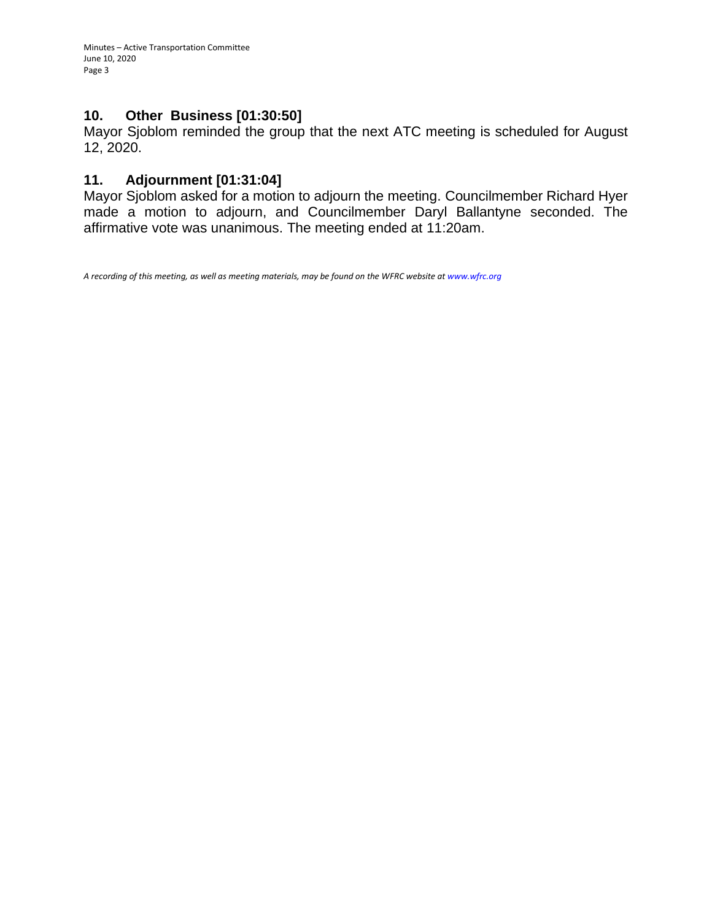## 10. Other Business [01:30:50]

Mayor Sjoblom reminded the group that the next ATC meeting is scheduled for August 12, 2020.

## 11. Adjournment [01:31:04]

Mayor Sjoblom asked for a motion to adjourn the meeting. Councilmember Richard Hyer made a motion to adjourn, and Councilmember Daryl Ballantyne seconded. The affirmative vote was unanimous. The meeting ended at 11:20am.

*A recording of this meeting, as well as meeting materials, may be found on the WFRC website at www.wfrc.org*